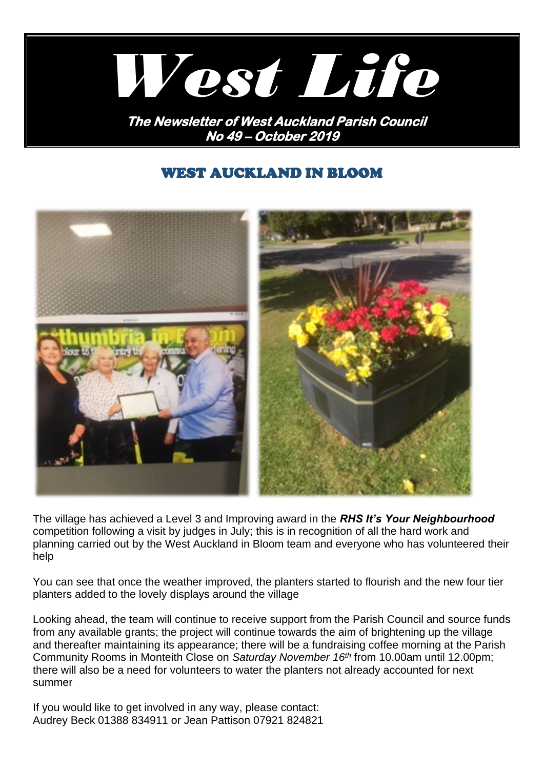# West Life

**The Newsletter of West Auckland Parish Council**
**No 49 – October 2019**

## WEST AUCKLAND IN BLOOM

The village has achieved a Level 3 and Improving award in the ***RHS It's Your Neighbourhood*** competition following a visit by judges in July; this is in recognition of all the hard work and planning carried out by the West Auckland in Bloom team and everyone who has volunteered their help

You can see that once the weather improved, the planters started to flourish and the new four tier planters added to the lovely displays around the village

Looking ahead, the team will continue to receive support from the Parish Council and source funds from any available grants; the project will continue towards the aim of brightening up the village and thereafter maintaining its appearance; there will be a fundraising coffee morning at the Parish Community Rooms in Monteith Close on *Saturday November 16th* from 10.00am until 12.00pm; there will also be a need for volunteers to water the planters not already accounted for next summer

If you would like to get involved in any way, please contact:
Audrey Beck 01388 834911 or Jean Pattison 07921 824821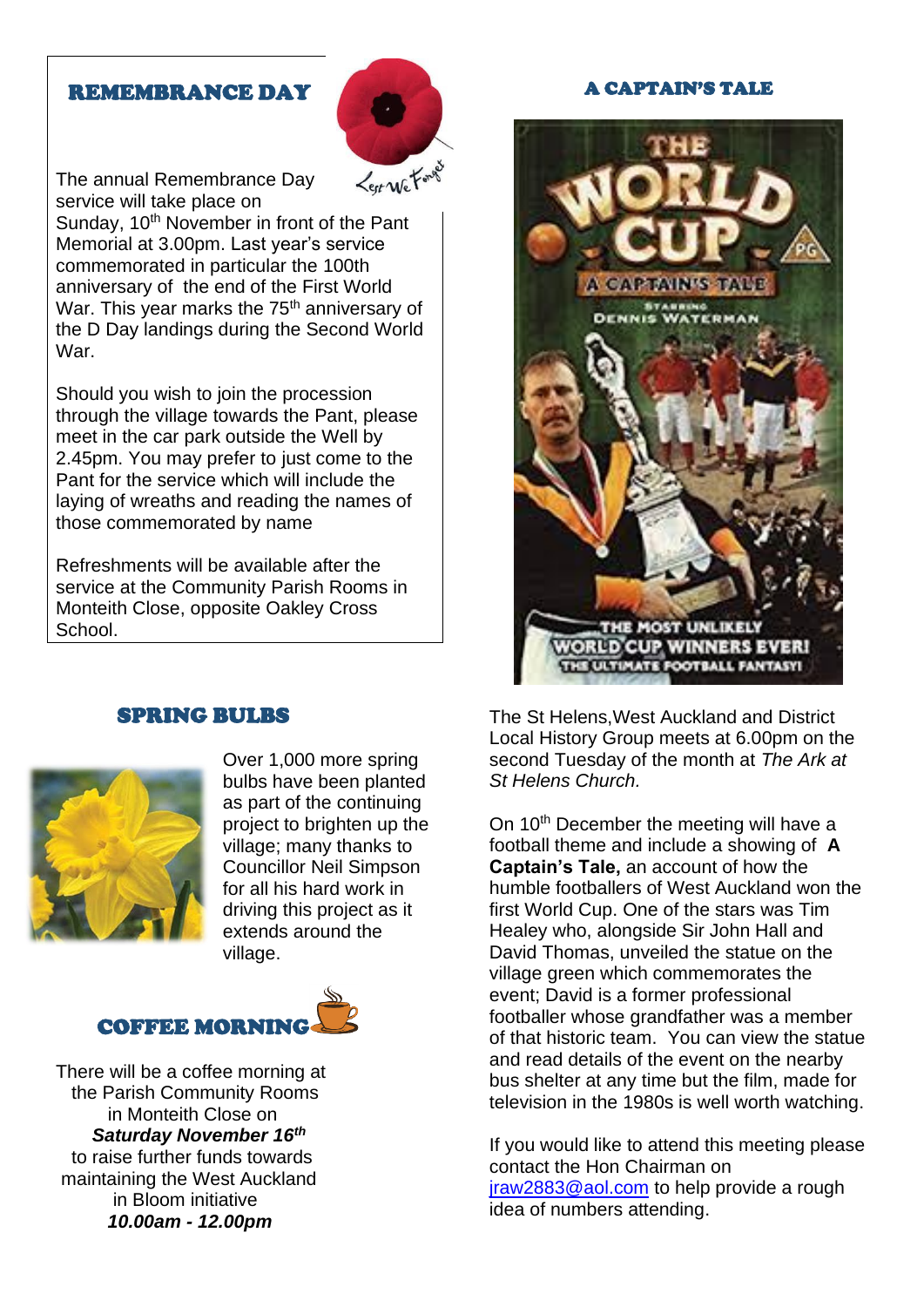## REMEMBRANCE DAY

The annual Remembrance Day service will take place on Sunday, 10th November in front of the Pant Memorial at 3.00pm. Last year's service commemorated in particular the 100th anniversary of the end of the First World War. This year marks the 75th anniversary of the D Day landings during the Second World War.

Should you wish to join the procession through the village towards the Pant, please meet in the car park outside the Well by 2.45pm. You may prefer to just come to the Pant for the service which will include the laying of wreaths and reading the names of those commemorated by name

Refreshments will be available after the service at the Community Parish Rooms in Monteith Close, opposite Oakley Cross School.

## SPRING BULBS

Over 1,000 more spring bulbs have been planted as part of the continuing project to brighten up the village; many thanks to Councillor Neil Simpson for all his hard work in driving this project as it extends around the village.

## COFFEE MORNING

There will be a coffee morning at the Parish Community Rooms in Monteith Close on
***Saturday November 16th***
to raise further funds towards maintaining the West Auckland in Bloom initiative
***10.00am - 12.00pm***

## A CAPTAIN'S TALE

The St Helens,West Auckland and District Local History Group meets at 6.00pm on the second Tuesday of the month at *The Ark at St Helens Church.*

On 10th December the meeting will have a football theme and include a showing of **A Captain's Tale,** an account of how the humble footballers of West Auckland won the first World Cup. One of the stars was Tim Healey who, alongside Sir John Hall and David Thomas, unveiled the statue on the village green which commemorates the event; David is a former professional footballer whose grandfather was a member of that historic team. You can view the statue and read details of the event on the nearby bus shelter at any time but the film, made for television in the 1980s is well worth watching.

If you would like to attend this meeting please contact the Hon Chairman on jraw2883@aol.com to help provide a rough idea of numbers attending.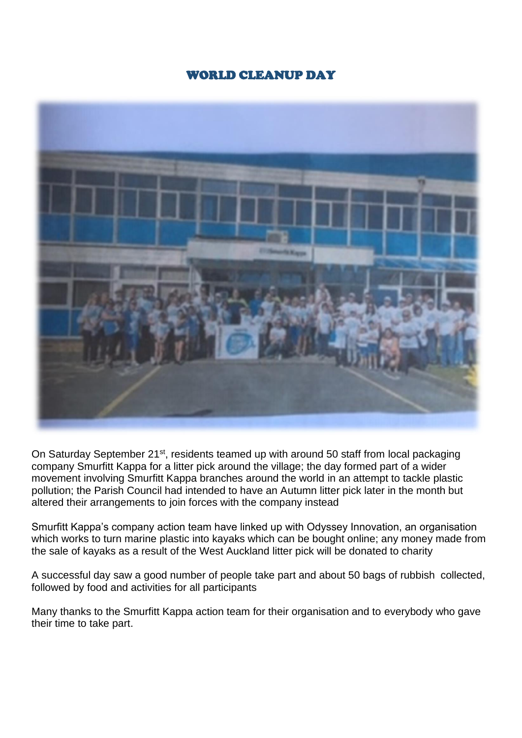# WORLD CLEANUP DAY

On Saturday September 21st, residents teamed up with around 50 staff from local packaging company Smurfitt Kappa for a litter pick around the village; the day formed part of a wider movement involving Smurfitt Kappa branches around the world in an attempt to tackle plastic pollution; the Parish Council had intended to have an Autumn litter pick later in the month but altered their arrangements to join forces with the company instead

Smurfitt Kappa's company action team have linked up with Odyssey Innovation, an organisation which works to turn marine plastic into kayaks which can be bought online; any money made from the sale of kayaks as a result of the West Auckland litter pick will be donated to charity

A successful day saw a good number of people take part and about 50 bags of rubbish collected, followed by food and activities for all participants

Many thanks to the Smurfitt Kappa action team for their organisation and to everybody who gave their time to take part.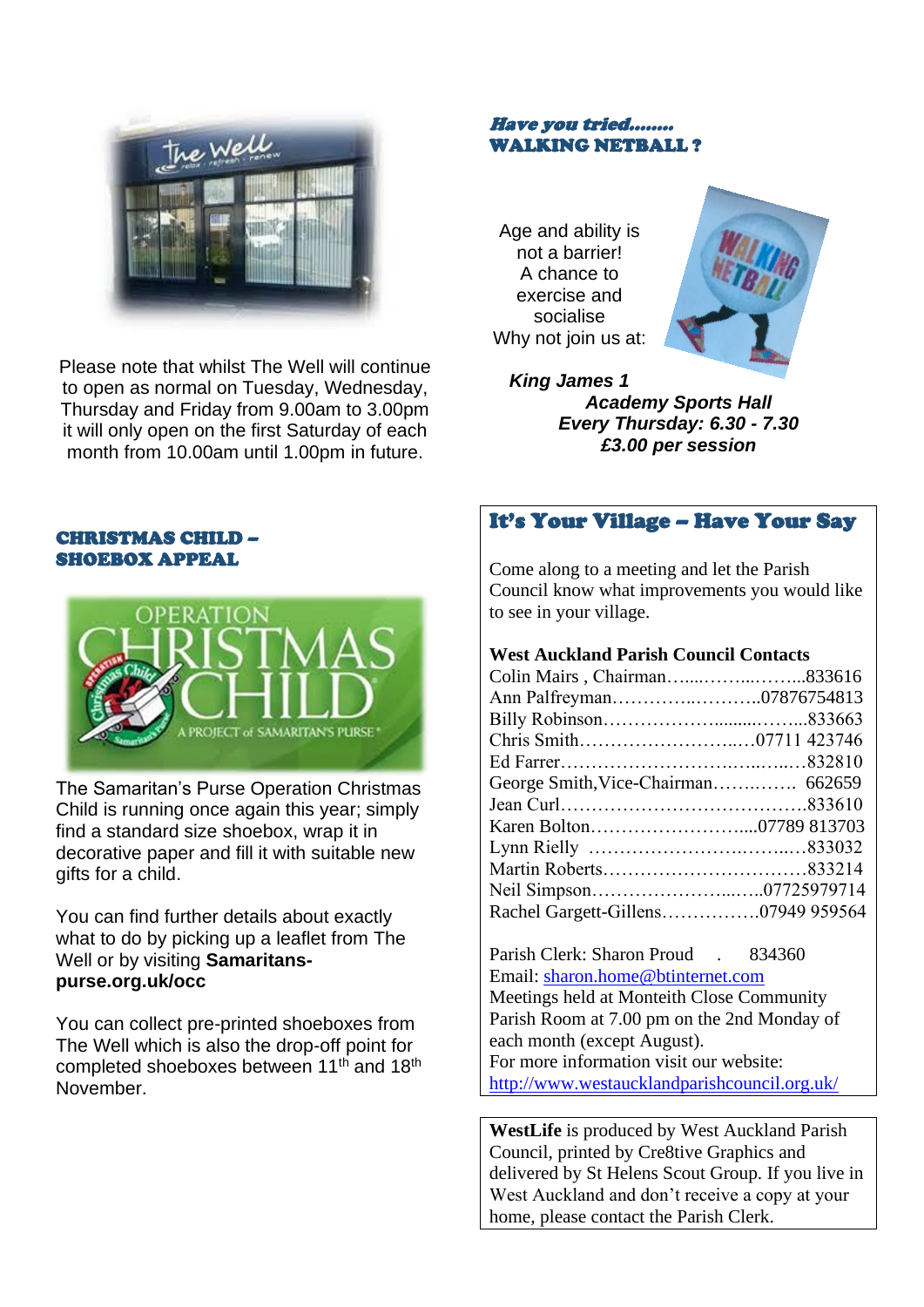Please note that whilst The Well will continue to open as normal on Tuesday, Wednesday, Thursday and Friday from 9.00am to 3.00pm it will only open on the first Saturday of each month from 10.00am until 1.00pm in future.

## CHRISTMAS CHILD – SHOEBOX APPEAL

The Samaritan's Purse Operation Christmas Child is running once again this year; simply find a standard size shoebox, wrap it in decorative paper and fill it with suitable new gifts for a child.

You can find further details about exactly what to do by picking up a leaflet from The Well or by visiting **Samaritans-purse.org.uk/occ**

You can collect pre-printed shoeboxes from The Well which is also the drop-off point for completed shoeboxes between 11th and 18th November.

## *Have you tried........* WALKING NETBALL ?

Age and ability is not a barrier!
A chance to exercise and socialise
Why not join us at:

***King James 1 Academy Sports Hall***
***Every Thursday: 6.30 - 7.30***
***£3.00 per session***

## It's Your Village – Have Your Say

Come along to a meeting and let the Parish Council know what improvements you would like to see in your village.

**West Auckland Parish Council Contacts**

Colin Mairs , Chairman……………………833616
Ann Palfreyman……………………07876754813
Billy Robinson……………………………833663
Chris Smith…………………………07711 423746
Ed Farrer…………………………………832810
George Smith,Vice-Chairman…………. 662659
Jean Curl…………………………………833610
Karen Bolton……………………….07789 813703
Lynn Rielly ………………………………833032
Martin Roberts……………………………833214
Neil Simpson………………………..07725979714
Rachel Gargett-Gillens…………….07949 959564

Parish Clerk: Sharon Proud . 834360
Email: sharon.home@btinternet.com
Meetings held at Monteith Close Community Parish Room at 7.00 pm on the 2nd Monday of each month (except August).
For more information visit our website: http://www.westaucklandparishcouncil.org.uk/

**WestLife** is produced by West Auckland Parish Council, printed by Cre8tive Graphics and delivered by St Helens Scout Group. If you live in West Auckland and don't receive a copy at your home, please contact the Parish Clerk.